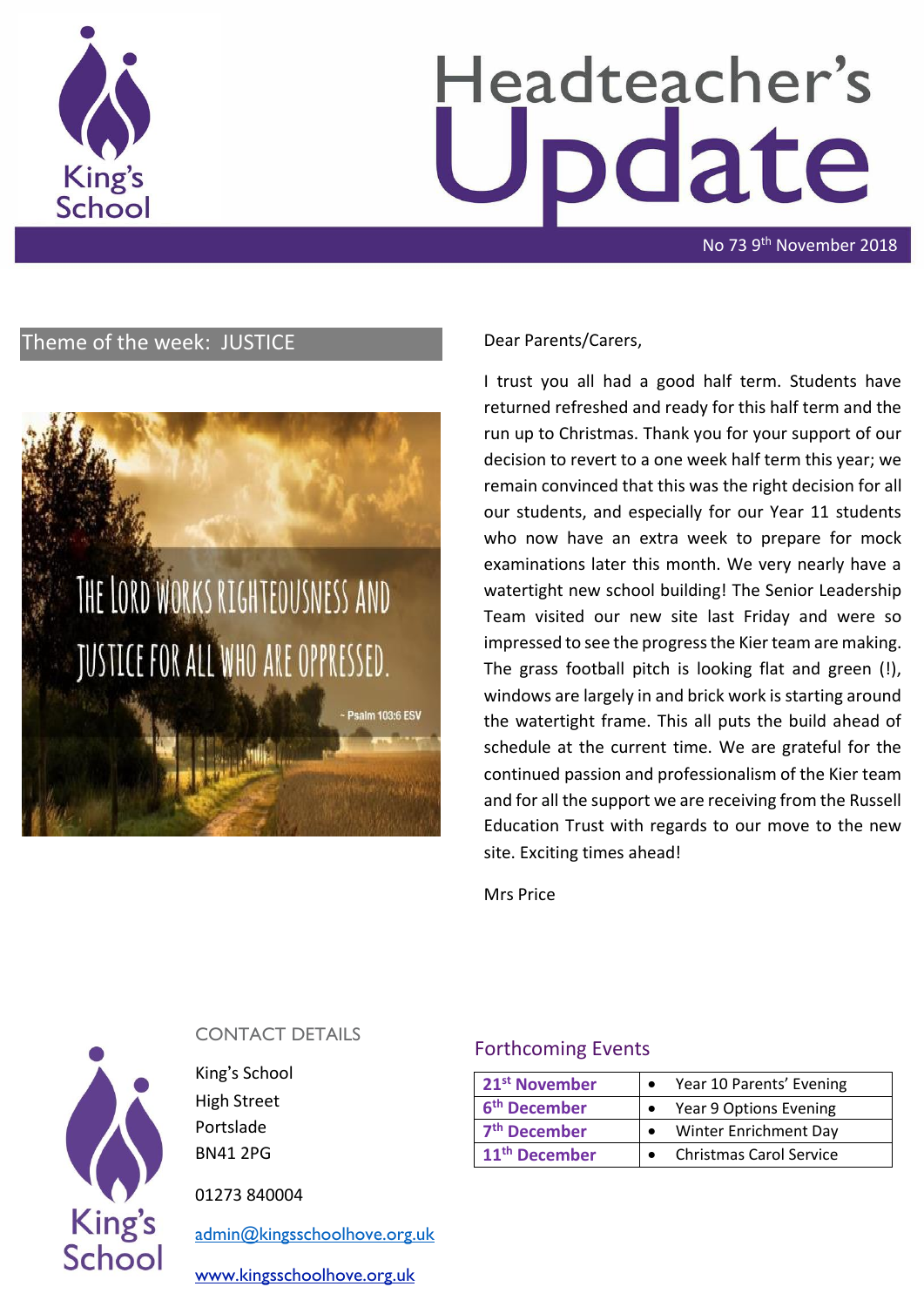# Headteacher's Update

No 73 9th November 2018

## Theme of the week: JUSTICE

The Lord works righteousness and justice for all who are oppressed.

~ Psalm 103:6 ESV

Dear Parents/Carers,

I trust you all had a good half term. Students have returned refreshed and ready for this half term and the run up to Christmas. Thank you for your support of our decision to revert to a one week half term this year; we remain convinced that this was the right decision for all our students, and especially for our Year 11 students who now have an extra week to prepare for mock examinations later this month. We very nearly have a watertight new school building! The Senior Leadership Team visited our new site last Friday and were so impressed to see the progress the Kier team are making. The grass football pitch is looking flat and green (!), windows are largely in and brick work is starting around the watertight frame. This all puts the build ahead of schedule at the current time. We are grateful for the continued passion and professionalism of the Kier team and for all the support we are receiving from the Russell Education Trust with regards to our move to the new site. Exciting times ahead!

Mrs Price

## CONTACT DETAILS

King's School
High Street
Portslade
BN41 2PG

01273 840004

admin@kingsschoolhove.org.uk

www.kingsschoolhove.org.uk

## Forthcoming Events

| | |
|---|---|
| **21st November** | • Year 10 Parents' Evening |
| **6th December** | • Year 9 Options Evening |
| **7th December** | • Winter Enrichment Day |
| **11th December** | • Christmas Carol Service |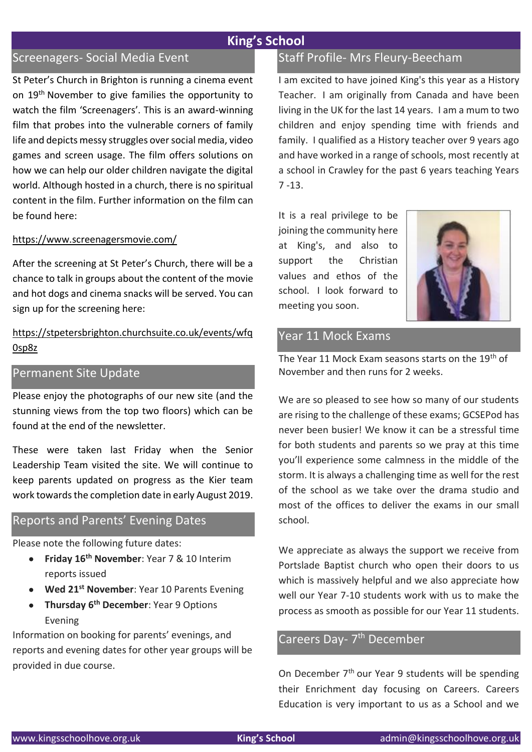# King's School

## Screenagers- Social Media Event

St Peter's Church in Brighton is running a cinema event on 19th November to give families the opportunity to watch the film 'Screenagers'. This is an award-winning film that probes into the vulnerable corners of family life and depicts messy struggles over social media, video games and screen usage. The film offers solutions on how we can help our older children navigate the digital world. Although hosted in a church, there is no spiritual content in the film. Further information on the film can be found here:

https://www.screenagersmovie.com/

After the screening at St Peter's Church, there will be a chance to talk in groups about the content of the movie and hot dogs and cinema snacks will be served. You can sign up for the screening here:

https://stpetersbrighton.churchsuite.co.uk/events/wfq0sp8z

## Permanent Site Update

Please enjoy the photographs of our new site (and the stunning views from the top two floors) which can be found at the end of the newsletter.

These were taken last Friday when the Senior Leadership Team visited the site. We will continue to keep parents updated on progress as the Kier team work towards the completion date in early August 2019.

## Reports and Parents' Evening Dates

Please note the following future dates:

- **Friday 16th November**: Year 7 & 10 Interim reports issued
- **Wed 21st November**: Year 10 Parents Evening
- **Thursday 6th December**: Year 9 Options Evening

Information on booking for parents' evenings, and reports and evening dates for other year groups will be provided in due course.

## Staff Profile- Mrs Fleury-Beecham

I am excited to have joined King's this year as a History Teacher. I am originally from Canada and have been living in the UK for the last 14 years. I am a mum to two children and enjoy spending time with friends and family. I qualified as a History teacher over 9 years ago and have worked in a range of schools, most recently at a school in Crawley for the past 6 years teaching Years 7 -13.

It is a real privilege to be joining the community here at King's, and also to support the Christian values and ethos of the school. I look forward to meeting you soon.

## Year 11 Mock Exams

The Year 11 Mock Exam seasons starts on the 19th of November and then runs for 2 weeks.

We are so pleased to see how so many of our students are rising to the challenge of these exams; GCSEPod has never been busier! We know it can be a stressful time for both students and parents so we pray at this time you'll experience some calmness in the middle of the storm. It is always a challenging time as well for the rest of the school as we take over the drama studio and most of the offices to deliver the exams in our small school.

We appreciate as always the support we receive from Portslade Baptist church who open their doors to us which is massively helpful and we also appreciate how well our Year 7-10 students work with us to make the process as smooth as possible for our Year 11 students.

## Careers Day- 7th December

On December 7th our Year 9 students will be spending their Enrichment day focusing on Careers. Careers Education is very important to us as a School and we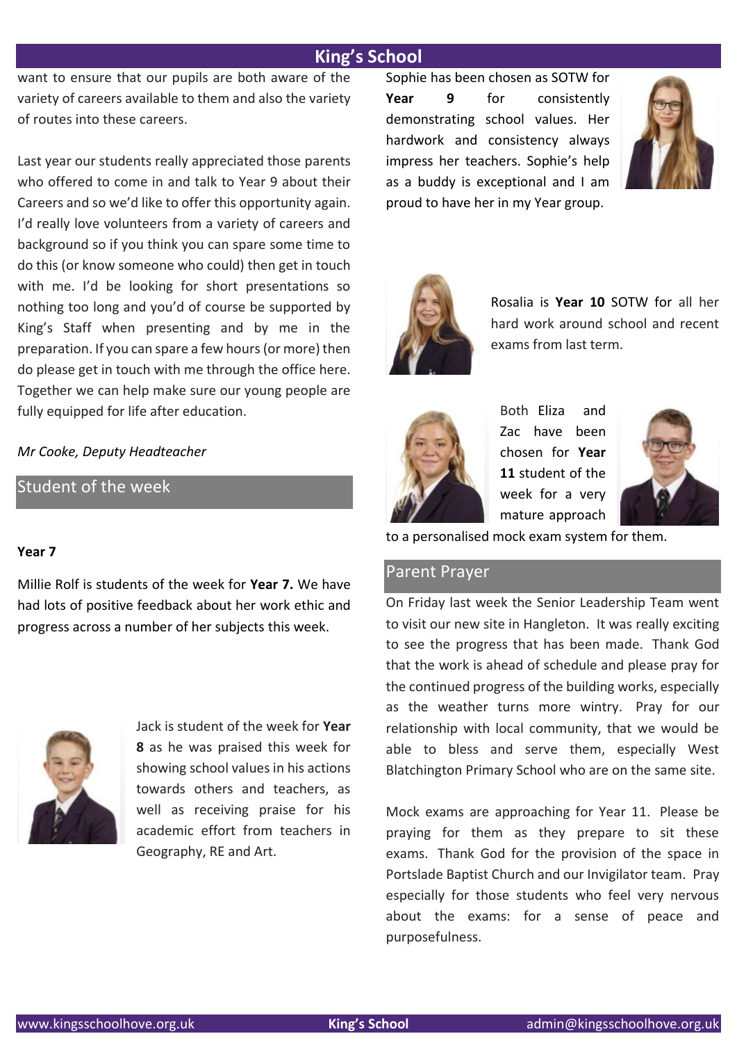want to ensure that our pupils are both aware of the variety of careers available to them and also the variety of routes into these careers.

Last year our students really appreciated those parents who offered to come in and talk to Year 9 about their Careers and so we'd like to offer this opportunity again. I'd really love volunteers from a variety of careers and background so if you think you can spare some time to do this (or know someone who could) then get in touch with me. I'd be looking for short presentations so nothing too long and you'd of course be supported by King's Staff when presenting and by me in the preparation. If you can spare a few hours (or more) then do please get in touch with me through the office here. Together we can help make sure our young people are fully equipped for life after education.

*Mr Cooke, Deputy Headteacher*

## Student of the week

**Year 7**

Millie Rolf is students of the week for **Year 7.** We have had lots of positive feedback about her work ethic and progress across a number of her subjects this week.

Jack is student of the week for **Year 8** as he was praised this week for showing school values in his actions towards others and teachers, as well as receiving praise for his academic effort from teachers in Geography, RE and Art.

Sophie has been chosen as SOTW for **Year 9** for consistently demonstrating school values. Her hardwork and consistency always impress her teachers. Sophie's help as a buddy is exceptional and I am proud to have her in my Year group.

Rosalia is **Year 10** SOTW for all her hard work around school and recent exams from last term.

Both Eliza and Zac have been chosen for **Year 11** student of the week for a very mature approach to a personalised mock exam system for them.

## Parent Prayer

On Friday last week the Senior Leadership Team went to visit our new site in Hangleton. It was really exciting to see the progress that has been made. Thank God that the work is ahead of schedule and please pray for the continued progress of the building works, especially as the weather turns more wintry. Pray for our relationship with local community, that we would be able to bless and serve them, especially West Blatchington Primary School who are on the same site.

Mock exams are approaching for Year 11. Please be praying for them as they prepare to sit these exams. Thank God for the provision of the space in Portslade Baptist Church and our Invigilator team. Pray especially for those students who feel very nervous about the exams: for a sense of peace and purposefulness.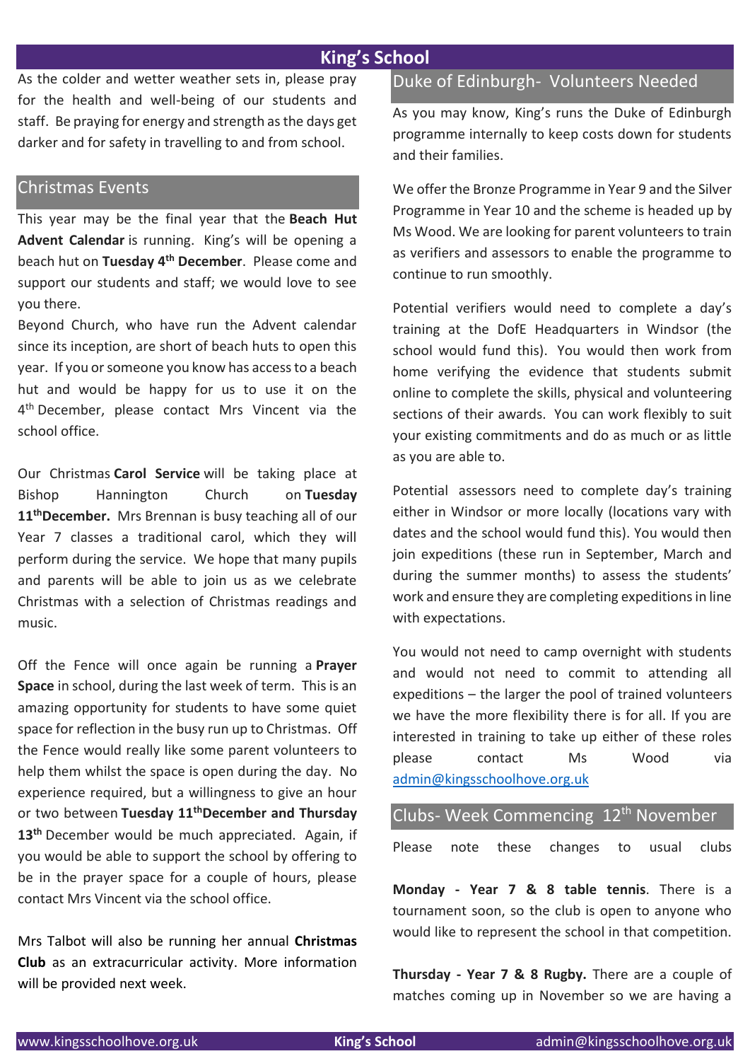# King's School

As the colder and wetter weather sets in, please pray for the health and well-being of our students and staff. Be praying for energy and strength as the days get darker and for safety in travelling to and from school.

## Christmas Events

This year may be the final year that the **Beach Hut Advent Calendar** is running. King's will be opening a beach hut on **Tuesday 4th December**. Please come and support our students and staff; we would love to see you there.

Beyond Church, who have run the Advent calendar since its inception, are short of beach huts to open this year. If you or someone you know has access to a beach hut and would be happy for us to use it on the 4th December, please contact Mrs Vincent via the school office.

Our Christmas **Carol Service** will be taking place at Bishop Hannington Church on **Tuesday 11th December.** Mrs Brennan is busy teaching all of our Year 7 classes a traditional carol, which they will perform during the service. We hope that many pupils and parents will be able to join us as we celebrate Christmas with a selection of Christmas readings and music.

Off the Fence will once again be running a **Prayer Space** in school, during the last week of term. This is an amazing opportunity for students to have some quiet space for reflection in the busy run up to Christmas. Off the Fence would really like some parent volunteers to help them whilst the space is open during the day. No experience required, but a willingness to give an hour or two between **Tuesday 11th December and Thursday 13th** December would be much appreciated. Again, if you would be able to support the school by offering to be in the prayer space for a couple of hours, please contact Mrs Vincent via the school office.

Mrs Talbot will also be running her annual **Christmas Club** as an extracurricular activity. More information will be provided next week.

## Duke of Edinburgh- Volunteers Needed

As you may know, King's runs the Duke of Edinburgh programme internally to keep costs down for students and their families.

We offer the Bronze Programme in Year 9 and the Silver Programme in Year 10 and the scheme is headed up by Ms Wood. We are looking for parent volunteers to train as verifiers and assessors to enable the programme to continue to run smoothly.

Potential verifiers would need to complete a day's training at the DofE Headquarters in Windsor (the school would fund this). You would then work from home verifying the evidence that students submit online to complete the skills, physical and volunteering sections of their awards. You can work flexibly to suit your existing commitments and do as much or as little as you are able to.

Potential assessors need to complete day's training either in Windsor or more locally (locations vary with dates and the school would fund this). You would then join expeditions (these run in September, March and during the summer months) to assess the students' work and ensure they are completing expeditions in line with expectations.

You would not need to camp overnight with students and would not need to commit to attending all expeditions – the larger the pool of trained volunteers we have the more flexibility there is for all. If you are interested in training to take up either of these roles please contact Ms Wood via admin@kingsschoolhove.org.uk

## Clubs- Week Commencing 12th November

Please note these changes to usual clubs

**Monday - Year 7 & 8 table tennis**. There is a tournament soon, so the club is open to anyone who would like to represent the school in that competition.

**Thursday - Year 7 & 8 Rugby.** There are a couple of matches coming up in November so we are having a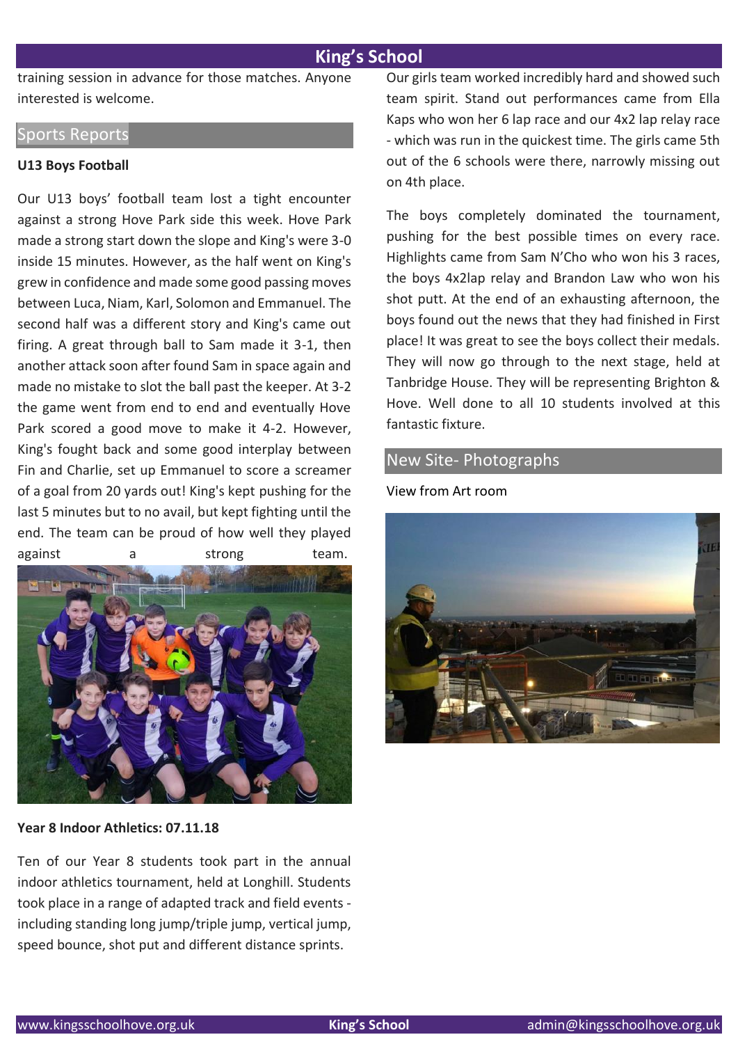training session in advance for those matches. Anyone interested is welcome.

## Sports Reports

**U13 Boys Football**

Our U13 boys' football team lost a tight encounter against a strong Hove Park side this week. Hove Park made a strong start down the slope and King's were 3-0 inside 15 minutes. However, as the half went on King's grew in confidence and made some good passing moves between Luca, Niam, Karl, Solomon and Emmanuel. The second half was a different story and King's came out firing. A great through ball to Sam made it 3-1, then another attack soon after found Sam in space again and made no mistake to slot the ball past the keeper. At 3-2 the game went from end to end and eventually Hove Park scored a good move to make it 4-2. However, King's fought back and some good interplay between Fin and Charlie, set up Emmanuel to score a screamer of a goal from 20 yards out! King's kept pushing for the last 5 minutes but to no avail, but kept fighting until the end. The team can be proud of how well they played against a strong team.

**Year 8 Indoor Athletics: 07.11.18**

Ten of our Year 8 students took part in the annual indoor athletics tournament, held at Longhill. Students took place in a range of adapted track and field events - including standing long jump/triple jump, vertical jump, speed bounce, shot put and different distance sprints.

Our girls team worked incredibly hard and showed such team spirit. Stand out performances came from Ella Kaps who won her 6 lap race and our 4x2 lap relay race - which was run in the quickest time. The girls came 5th out of the 6 schools were there, narrowly missing out on 4th place.

The boys completely dominated the tournament, pushing for the best possible times on every race. Highlights came from Sam N'Cho who won his 3 races, the boys 4x2lap relay and Brandon Law who won his shot putt. At the end of an exhausting afternoon, the boys found out the news that they had finished in First place! It was great to see the boys collect their medals. They will now go through to the next stage, held at Tanbridge House. They will be representing Brighton & Hove. Well done to all 10 students involved at this fantastic fixture.

## New Site- Photographs

View from Art room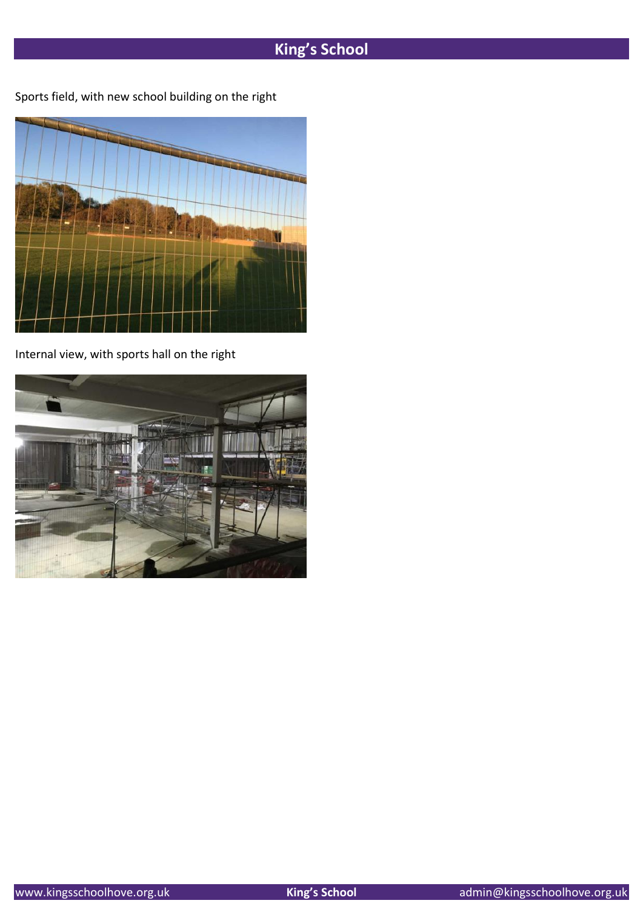Sports field, with new school building on the right

Internal view, with sports hall on the right